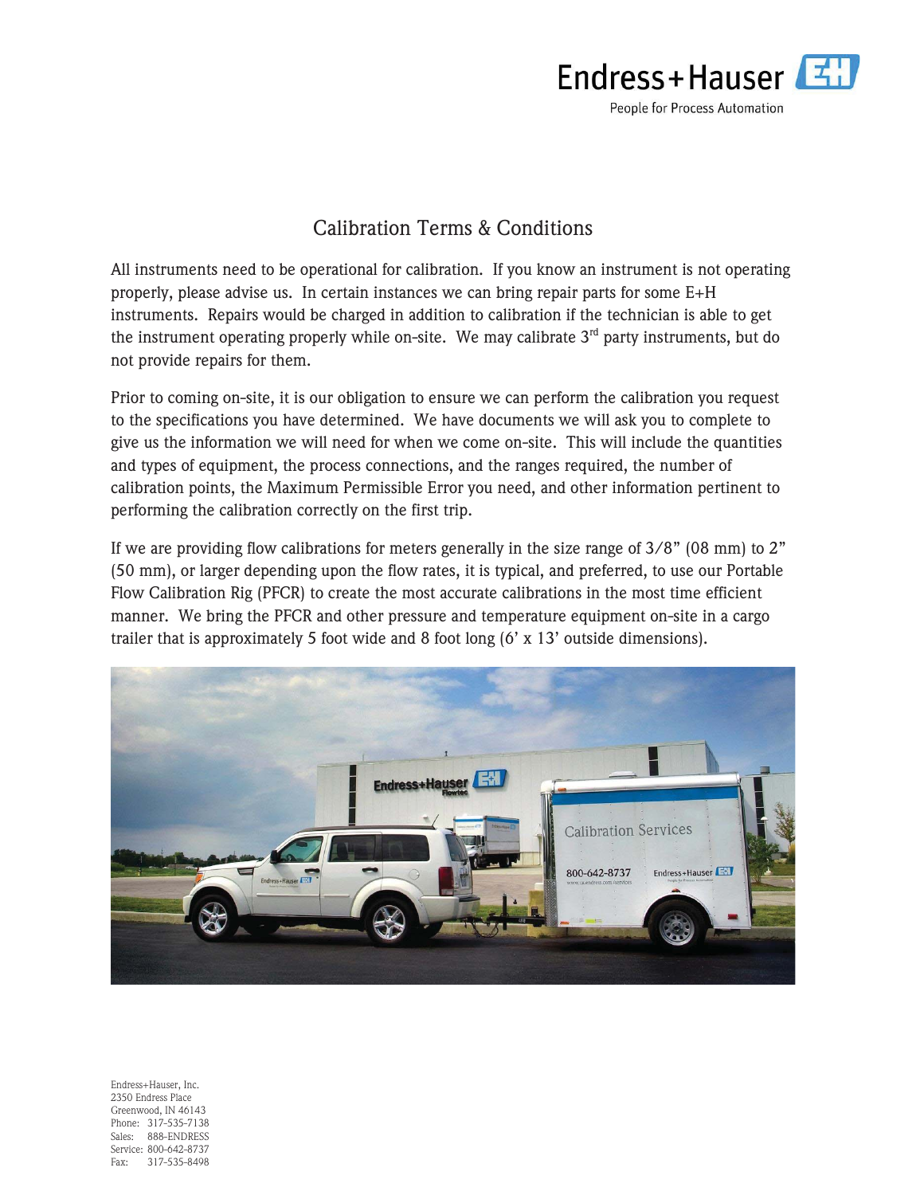Endress+Hauser

People for Process Automation

# Calibration Terms & Conditions

All instruments need to be operational for calibration. If you know an instrument is not operating properly, please advise us. In certain instances we can bring repair parts for some E+H instruments. Repairs would be charged in addition to calibration if the technician is able to get the instrument operating properly while on-site. We may calibrate 3rd party instruments, but do not provide repairs for them.

Prior to coming on-site, it is our obligation to ensure we can perform the calibration you request to the specifications you have determined. We have documents we will ask you to complete to give us the information we will need for when we come on-site. This will include the quantities and types of equipment, the process connections, and the ranges required, the number of calibration points, the Maximum Permissible Error you need, and other information pertinent to performing the calibration correctly on the first trip.

If we are providing flow calibrations for meters generally in the size range of 3/8" (08 mm) to 2" (50 mm), or larger depending upon the flow rates, it is typical, and preferred, to use our Portable Flow Calibration Rig (PFCR) to create the most accurate calibrations in the most time efficient manner. We bring the PFCR and other pressure and temperature equipment on-site in a cargo trailer that is approximately 5 foot wide and 8 foot long (6' x 13' outside dimensions).

Endress+Hauser, Inc.
2350 Endress Place
Greenwood, IN 46143
Phone: 317-535-7138
Sales: 888-ENDRESS
Service: 800-642-8737
Fax: 317-535-8498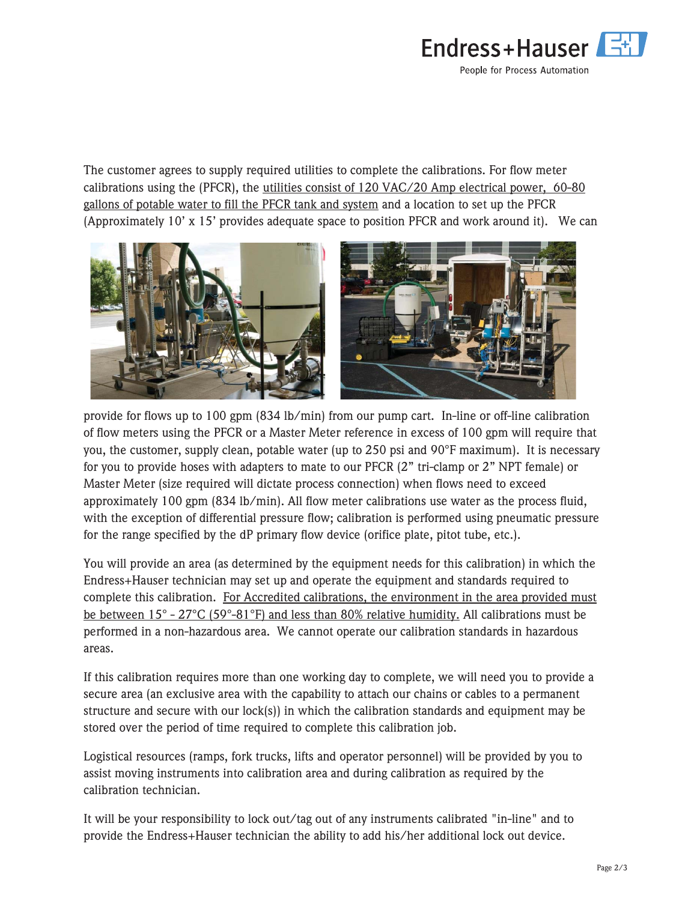The customer agrees to supply required utilities to complete the calibrations. For flow meter calibrations using the (PFCR), the utilities consist of 120 VAC/20 Amp electrical power, 60-80 gallons of potable water to fill the PFCR tank and system and a location to set up the PFCR (Approximately 10' x 15' provides adequate space to position PFCR and work around it). We can provide for flows up to 100 gpm (834 lb/min) from our pump cart. In-line or off-line calibration of flow meters using the PFCR or a Master Meter reference in excess of 100 gpm will require that you, the customer, supply clean, potable water (up to 250 psi and 90°F maximum). It is necessary for you to provide hoses with adapters to mate to our PFCR (2" tri-clamp or 2" NPT female) or Master Meter (size required will dictate process connection) when flows need to exceed approximately 100 gpm (834 lb/min). All flow meter calibrations use water as the process fluid, with the exception of differential pressure flow; calibration is performed using pneumatic pressure for the range specified by the dP primary flow device (orifice plate, pitot tube, etc.).

You will provide an area (as determined by the equipment needs for this calibration) in which the Endress+Hauser technician may set up and operate the equipment and standards required to complete this calibration. For Accredited calibrations, the environment in the area provided must be between 15° - 27°C (59°-81°F) and less than 80% relative humidity. All calibrations must be performed in a non-hazardous area. We cannot operate our calibration standards in hazardous areas.

If this calibration requires more than one working day to complete, we will need you to provide a secure area (an exclusive area with the capability to attach our chains or cables to a permanent structure and secure with our lock(s)) in which the calibration standards and equipment may be stored over the period of time required to complete this calibration job.

Logistical resources (ramps, fork trucks, lifts and operator personnel) will be provided by you to assist moving instruments into calibration area and during calibration as required by the calibration technician.

It will be your responsibility to lock out/tag out of any instruments calibrated "in-line" and to provide the Endress+Hauser technician the ability to add his/her additional lock out device.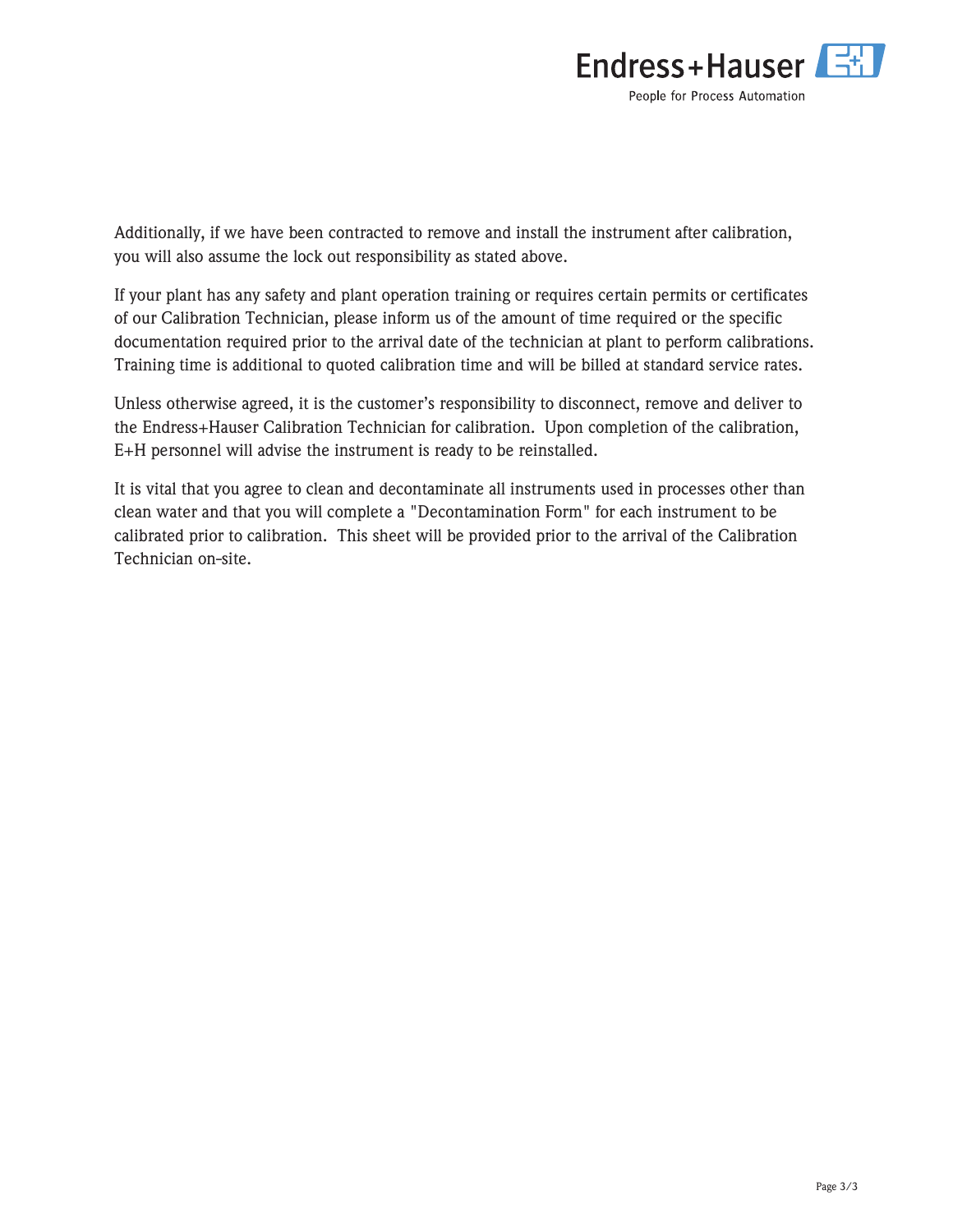Additionally, if we have been contracted to remove and install the instrument after calibration, you will also assume the lock out responsibility as stated above.

If your plant has any safety and plant operation training or requires certain permits or certificates of our Calibration Technician, please inform us of the amount of time required or the specific documentation required prior to the arrival date of the technician at plant to perform calibrations. Training time is additional to quoted calibration time and will be billed at standard service rates.

Unless otherwise agreed, it is the customer's responsibility to disconnect, remove and deliver to the Endress+Hauser Calibration Technician for calibration. Upon completion of the calibration, E+H personnel will advise the instrument is ready to be reinstalled.

It is vital that you agree to clean and decontaminate all instruments used in processes other than clean water and that you will complete a "Decontamination Form" for each instrument to be calibrated prior to calibration. This sheet will be provided prior to the arrival of the Calibration Technician on-site.